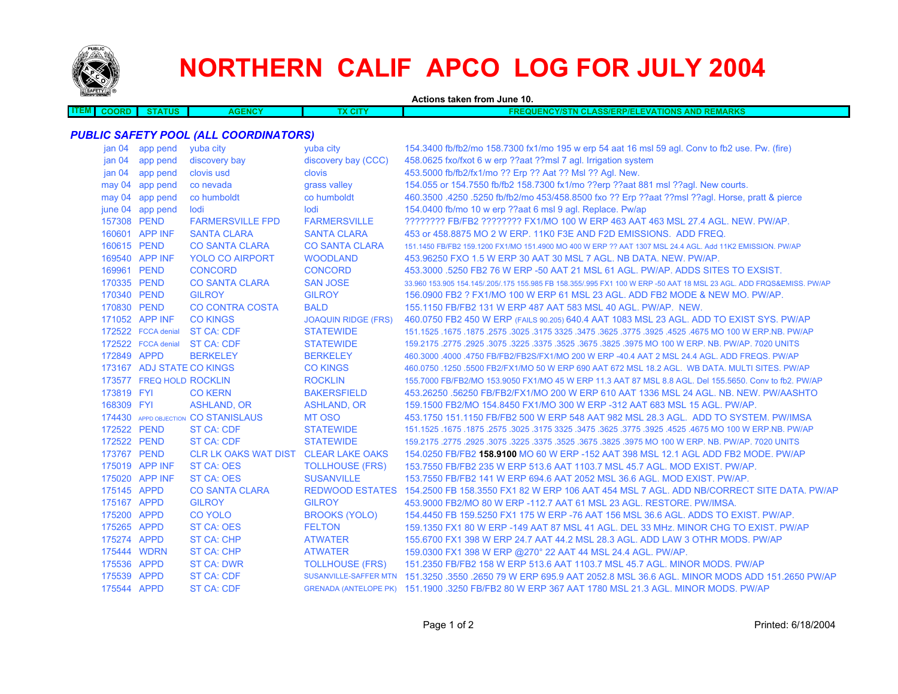# NORTHERN CALIF APCO LOG FOR JULY 2004

**Actions taken from June 10.**

| ITEM | COORD | STATUS | AGENCY | TX CITY | FREQUENCY/STN CLASS/ERP/ELEVATIONS AND REMARKS |
|---|---|---|---|---|---|

### *PUBLIC SAFETY POOL (ALL COORDINATORS)*

| ITEM | COORD | STATUS | AGENCY | TX CITY | FREQUENCY/STN CLASS/ERP/ELEVATIONS AND REMARKS |
|---|---|---|---|---|---|
| | jan 04 | app pend | yuba city | yuba city | 154.3400 fb/fb2/mo 158.7300 fx1/mo 195 w erp 54 aat 16 msl 59 agl. Conv to fb2 use. Pw. (fire) |
| | jan 04 | app pend | discovery bay | discovery bay (CCC) | 458.0625 fxo/fxot 6 w erp ??aat ??msl 7 agl. Irrigation system |
| | jan 04 | app pend | clovis usd | clovis | 453.5000 fb/fb2/fx1/mo ?? Erp ?? Aat ?? Msl ?? Agl. New. |
| | may 04 | app pend | co nevada | grass valley | 154.055 or 154.7550 fb/fb2 158.7300 fx1/mo ??erp ??aat 881 msl ??agl. New courts. |
| | may 04 | app pend | co humboldt | co humboldt | 460.3500 .4250 .5250 fb/fb2/mo 453/458.8500 fxo ?? Erp ??aat ??msl ??agl. Horse, pratt & pierce |
| | june 04 | app pend | lodi | lodi | 154.0400 fb/mo 10 w erp ??aat 6 msl 9 agl. Replace. Pw/ap |
| | 157308 | PEND | FARMERSVILLE FPD | FARMERSVILLE | ???????? FB/FB2 ???????? FX1/MO 100 W ERP 463 AAT 463 MSL 27.4 AGL. NEW. PW/AP. |
| | 160601 | APP INF | SANTA CLARA | SANTA CLARA | 453 or 458.8875 MO 2 W ERP. 11K0 F3E AND F2D EMISSIONS. ADD FREQ. |
| | 160615 | PEND | CO SANTA CLARA | CO SANTA CLARA | 151.1450 FB/FB2 159.1200 FX1/MO 151.4900 MO 400 W ERP ?? AAT 1307 MSL 24.4 AGL. Add 11K2 EMISSION. PW/AP |
| | 169540 | APP INF | YOLO CO AIRPORT | WOODLAND | 453.96250 FXO 1.5 W ERP 30 AAT 30 MSL 7 AGL. NB DATA. NEW. PW/AP. |
| | 169961 | PEND | CONCORD | CONCORD | 453.3000 .5250 FB2 76 W ERP -50 AAT 21 MSL 61 AGL. PW/AP. ADDS SITES TO EXSIST. |
| | 170335 | PEND | CO SANTA CLARA | SAN JOSE | 33.960 153.905 154.145/.205/.175 155.985 FB 158.355/.995 FX1 100 W ERP -50 AAT 18 MSL 23 AGL. ADD FRQS&EMISS. PW/AP |
| | 170340 | PEND | GILROY | GILROY | 156.0900 FB2 ? FX1/MO 100 W ERP 61 MSL 23 AGL. ADD FB2 MODE & NEW MO. PW/AP. |
| | 170830 | PEND | CO CONTRA COSTA | BALD | 155.1150 FB/FB2 131 W ERP 487 AAT 583 MSL 40 AGL. PW/AP. NEW. |
| | 171052 | APP INF | CO KINGS | JOAQUIN RIDGE (FRS) | 460.0750 FB2 450 W ERP (FAILS 90.205) 640.4 AAT 1083 MSL 23 AGL. ADD TO EXIST SYS. PW/AP |
| | 172522 | FCCA denial | ST CA: CDF | STATEWIDE | 151.1525 .1675 .1875 .2575 .3025 .3175 3325 .3475 .3625 .3775 .3925 .4525 .4675 MO 100 W ERP.NB. PW/AP |
| | 172522 | FCCA denial | ST CA: CDF | STATEWIDE | 159.2175 .2775 .2925 .3075 .3225 .3375 .3525 .3675 .3825 .3975 MO 100 W ERP. NB. PW/AP. 7020 UNITS |
| | 172849 | APPD | BERKELEY | BERKELEY | 460.3000 .4000 .4750 FB/FB2/FB2S/FX1/MO 200 W ERP -40.4 AAT 2 MSL 24.4 AGL. ADD FREQS. PW/AP |
| | 173167 | ADJ STATE | CO KINGS | CO KINGS | 460.0750 .1250 .5500 FB2/FX1/MO 50 W ERP 690 AAT 672 MSL 18.2 AGL. WB DATA. MULTI SITES. PW/AP |
| | 173577 | FREQ HOLD | ROCKLIN | ROCKLIN | 155.7000 FB/FB2/MO 153.9050 FX1/MO 45 W ERP 11.3 AAT 87 MSL 8.8 AGL. Del 155.5650. Conv to fb2. PW/AP |
| | 173819 | FYI | CO KERN | BAKERSFIELD | 453.26250 .56250 FB/FB2/FX1/MO 200 W ERP 610 AAT 1336 MSL 24 AGL. NB. NEW. PW/AASHTO |
| | 168309 | FYI | ASHLAND, OR | ASHLAND, OR | 159.1500 FB2/MO 154.8450 FX1/MO 300 W ERP -312 AAT 683 MSL 15 AGL. PW/AP. |
| | 174430 | APPD OBJECTION | CO STANISLAUS | MT OSO | 453.1750 151.1150 FB/FB2 500 W ERP 548 AAT 982 MSL 28.3 AGL. ADD TO SYSTEM. PW/IMSA |
| | 172522 | PEND | ST CA: CDF | STATEWIDE | 151.1525 .1675 .1875 .2575 .3025 .3175 3325 .3475 .3625 .3775 .3925 .4525 .4675 MO 100 W ERP.NB. PW/AP |
| | 172522 | PEND | ST CA: CDF | STATEWIDE | 159.2175 .2775 .2925 .3075 .3225 .3375 .3525 .3675 .3825 .3975 MO 100 W ERP. NB. PW/AP. 7020 UNITS |
| | 173767 | PEND | CLR LK OAKS WAT DIST | CLEAR LAKE OAKS | 154.0250 FB/FB2 **158.9100** MO 60 W ERP -152 AAT 398 MSL 12.1 AGL ADD FB2 MODE. PW/AP |
| | 175019 | APP INF | ST CA: OES | TOLLHOUSE (FRS) | 153.7550 FB/FB2 235 W ERP 513.6 AAT 1103.7 MSL 45.7 AGL. MOD EXIST. PW/AP. |
| | 175020 | APP INF | ST CA: OES | SUSANVILLE | 153.7550 FB/FB2 141 W ERP 694.6 AAT 2052 MSL 36.6 AGL. MOD EXIST. PW/AP. |
| | 175145 | APPD | CO SANTA CLARA | REDWOOD ESTATES | 154.2500 FB 158.3550 FX1 82 W ERP 106 AAT 454 MSL 7 AGL. ADD NB/CORRECT SITE DATA. PW/AP |
| | 175167 | APPD | GILROY | GILROY | 453.9000 FB2/MO 80 W ERP -112.7 AAT 61 MSL 23 AGL. RESTORE. PW/IMSA. |
| | 175200 | APPD | CO YOLO | BROOKS (YOLO) | 154.4450 FB 159.5250 FX1 175 W ERP -76 AAT 156 MSL 36.6 AGL. ADDS TO EXIST. PW/AP. |
| | 175265 | APPD | ST CA: OES | FELTON | 159.1350 FX1 80 W ERP -149 AAT 87 MSL 41 AGL. DEL 33 MHz. MINOR CHG TO EXIST. PW/AP |
| | 175274 | APPD | ST CA: CHP | ATWATER | 155.6700 FX1 398 W ERP 24.7 AAT 44.2 MSL 28.3 AGL. ADD LAW 3 OTHR MODS. PW/AP |
| | 175444 | WDRN | ST CA: CHP | ATWATER | 159.0300 FX1 398 W ERP @270° 22 AAT 44 MSL 24.4 AGL. PW/AP. |
| | 175536 | APPD | ST CA: DWR | TOLLHOUSE (FRS) | 151.2350 FB/FB2 158 W ERP 513.6 AAT 1103.7 MSL 45.7 AGL. MINOR MODS. PW/AP |
| | 175539 | APPD | ST CA: CDF | SUSANVILLE-SAFFER MTN | 151.3250 .3550 .2650 79 W ERP 695.9 AAT 2052.8 MSL 36.6 AGL. MINOR MODS ADD 151.2650 PW/AP |
| | 175544 | APPD | ST CA: CDF | GRENADA (ANTELOPE PK) | 151.1900 .3250 FB/FB2 80 W ERP 367 AAT 1780 MSL 21.3 AGL. MINOR MODS. PW/AP |

Printed: 6/18/2004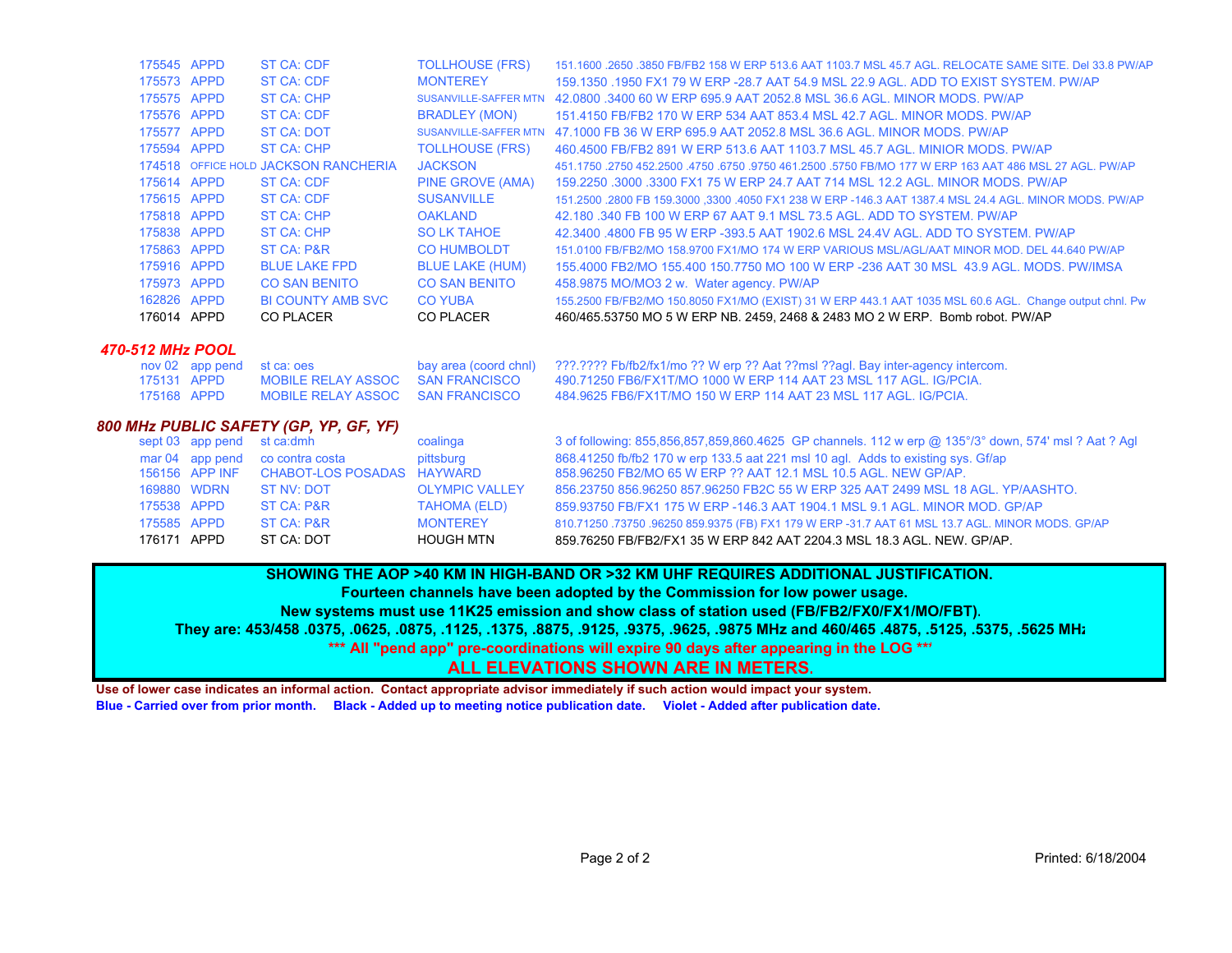| | | | | |
|---|---|---|---|---|
| 175545 | APPD | ST CA: CDF | TOLLHOUSE (FRS) | 151.1600 .2650 .3850 FB/FB2 158 W ERP 513.6 AAT 1103.7 MSL 45.7 AGL. RELOCATE SAME SITE. Del 33.8 PW/AP |
| 175573 | APPD | ST CA: CDF | MONTEREY | 159.1350 .1950 FX1 79 W ERP -28.7 AAT 54.9 MSL 22.9 AGL. ADD TO EXIST SYSTEM. PW/AP |
| 175575 | APPD | ST CA: CHP | SUSANVILLE-SAFFER MTN | 42.0800 .3400 60 W ERP 695.9 AAT 2052.8 MSL 36.6 AGL. MINOR MODS. PW/AP |
| 175576 | APPD | ST CA: CDF | BRADLEY (MON) | 151.4150 FB/FB2 170 W ERP 534 AAT 853.4 MSL 42.7 AGL. MINOR MODS. PW/AP |
| 175577 | APPD | ST CA: DOT | SUSANVILLE-SAFFER MTN | 47.1000 FB 36 W ERP 695.9 AAT 2052.8 MSL 36.6 AGL. MINOR MODS. PW/AP |
| 175594 | APPD | ST CA: CHP | TOLLHOUSE (FRS) | 460.4500 FB/FB2 891 W ERP 513.6 AAT 1103.7 MSL 45.7 AGL. MINIOR MODS. PW/AP |
| 174518 | OFFICE HOLD | JACKSON RANCHERIA | JACKSON | 451.1750 .2750 452.2500 .4750 .6750 .9750 461.2500 .5750 FB/MO 177 W ERP 163 AAT 486 MSL 27 AGL. PW/AP |
| 175614 | APPD | ST CA: CDF | PINE GROVE (AMA) | 159.2250 .3000 .3300 FX1 75 W ERP 24.7 AAT 714 MSL 12.2 AGL. MINOR MODS. PW/AP |
| 175615 | APPD | ST CA: CDF | SUSANVILLE | 151.2500 .2800 FB 159.3000 ,3300 .4050 FX1 238 W ERP -146.3 AAT 1387.4 MSL 24.4 AGL. MINOR MODS. PW/AP |
| 175818 | APPD | ST CA: CHP | OAKLAND | 42.180 .340 FB 100 W ERP 67 AAT 9.1 MSL 73.5 AGL. ADD TO SYSTEM. PW/AP |
| 175838 | APPD | ST CA: CHP | SO LK TAHOE | 42.3400 .4800 FB 95 W ERP -393.5 AAT 1902.6 MSL 24.4V AGL. ADD TO SYSTEM. PW/AP |
| 175863 | APPD | ST CA: P&R | CO HUMBOLDT | 151.0100 FB/FB2/MO 158.9700 FX1/MO 174 W ERP VARIOUS MSL/AGL/AAT MINOR MOD. DEL 44.640 PW/AP |
| 175916 | APPD | BLUE LAKE FPD | BLUE LAKE (HUM) | 155.4000 FB2/MO 155.400 150.7750 MO 100 W ERP -236 AAT 30 MSL 43.9 AGL. MODS. PW/IMSA |
| 175973 | APPD | CO SAN BENITO | CO SAN BENITO | 458.9875 MO/MO3 2 w. Water agency. PW/AP |
| 162826 | APPD | BI COUNTY AMB SVC | CO YUBA | 155.2500 FB/FB2/MO 150.8050 FX1/MO (EXIST) 31 W ERP 443.1 AAT 1035 MSL 60.6 AGL. Change output chnl. Pw |
| 176014 | APPD | CO PLACER | CO PLACER | 460/465.53750 MO 5 W ERP NB. 2459, 2468 & 2483 MO 2 W ERP. Bomb robot. PW/AP |

### *470-512 MHz POOL*

| | | | | |
|---|---|---|---|---|
| nov 02 | app pend | st ca: oes | bay area (coord chnl) | ???.???? Fb/fb2/fx1/mo ?? W erp ?? Aat ??msl ??agl. Bay inter-agency intercom. |
| 175131 | APPD | MOBILE RELAY ASSOC | SAN FRANCISCO | 490.71250 FB6/FX1T/MO 1000 W ERP 114 AAT 23 MSL 117 AGL. IG/PCIA. |
| 175168 | APPD | MOBILE RELAY ASSOC | SAN FRANCISCO | 484.9625 FB6/FX1T/MO 150 W ERP 114 AAT 23 MSL 117 AGL. IG/PCIA. |

### *800 MHz PUBLIC SAFETY (GP, YP, GF, YF)*

| | | | | |
|---|---|---|---|---|
| sept 03 | app pend | st ca:dmh | coalinga | 3 of following: 855,856,857,859,860.4625 GP channels. 112 w erp @ 135°/3° down, 574' msl ? Aat ? Agl |
| mar 04 | app pend | co contra costa | pittsburg | 868.41250 fb/fb2 170 w erp 133.5 aat 221 msl 10 agl. Adds to existing sys. Gf/ap |
| 156156 | APP INF | CHABOT-LOS POSADAS | HAYWARD | 858.96250 FB2/MO 65 W ERP ?? AAT 12.1 MSL 10.5 AGL. NEW GP/AP. |
| 169880 | WDRN | ST NV: DOT | OLYMPIC VALLEY | 856.23750 856.96250 857.96250 FB2C 55 W ERP 325 AAT 2499 MSL 18 AGL. YP/AASHTO. |
| 175538 | APPD | ST CA: P&R | TAHOMA (ELD) | 859.93750 FB/FX1 175 W ERP -146.3 AAT 1904.1 MSL 9.1 AGL. MINOR MOD. GP/AP |
| 175585 | APPD | ST CA: P&R | MONTEREY | 810.71250 .73750 .96250 859.9375 (FB) FX1 179 W ERP -31.7 AAT 61 MSL 13.7 AGL. MINOR MODS. GP/AP |
| 176171 | APPD | ST CA: DOT | HOUGH MTN | 859.76250 FB/FB2/FX1 35 W ERP 842 AAT 2204.3 MSL 18.3 AGL. NEW. GP/AP. |

**SHOWING THE AOP >40 KM IN HIGH-BAND OR >32 KM UHF REQUIRES ADDITIONAL JUSTIFICATION.**
**Fourteen channels have been adopted by the Commission for low power usage.**
**New systems must use 11K25 emission and show class of station used (FB/FB2/FX0/FX1/MO/FBT).**
**They are: 453/458 .0375, .0625, .0875, .1125, .1375, .8875, .9125, .9375, .9625, .9875 MHz and 460/465 .4875, .5125, .5375, .5625 MHz**
**\*\*\* All "pend app" pre-coordinations will expire 90 days after appearing in the LOG \*\*\***
**ALL ELEVATIONS SHOWN ARE IN METERS.**

**Use of lower case indicates an informal action. Contact appropriate advisor immediately if such action would impact your system.**
**Blue - Carried over from prior month. Black - Added up to meeting notice publication date. Violet - Added after publication date.**

Printed: 6/18/2004